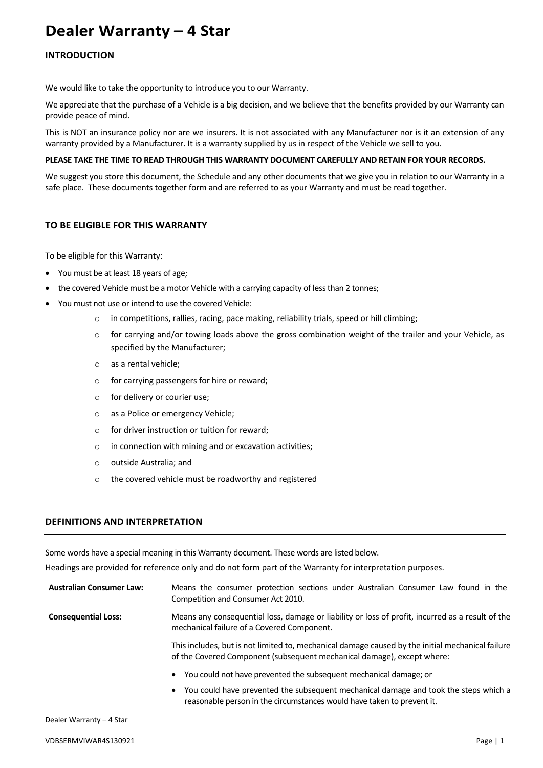# Dealer Warranty – 4 Star

## INTRODUCTION

We would like to take the opportunity to introduce you to our Warranty.

We appreciate that the purchase of a Vehicle is a big decision, and we believe that the benefits provided by our Warranty can provide peace of mind.

This is NOT an insurance policy nor are we insurers. It is not associated with any Manufacturer nor is it an extension of any warranty provided by a Manufacturer. It is a warranty supplied by us in respect of the Vehicle we sell to you.

**PLEASE TAKE THE TIME TO READ THROUGH THIS WARRANTY DOCUMENT CAREFULLY AND RETAIN FOR YOUR RECORDS.**

We suggest you store this document, the Schedule and any other documents that we give you in relation to our Warranty in a safe place. These documents together form and are referred to as your Warranty and must be read together.

## TO BE ELIGIBLE FOR THIS WARRANTY

To be eligible for this Warranty:

- You must be at least 18 years of age;
- the covered Vehicle must be a motor Vehicle with a carrying capacity of less than 2 tonnes;
- You must not use or intend to use the covered Vehicle:
  - in competitions, rallies, racing, pace making, reliability trials, speed or hill climbing;
  - for carrying and/or towing loads above the gross combination weight of the trailer and your Vehicle, as specified by the Manufacturer;
  - as a rental vehicle;
  - for carrying passengers for hire or reward;
  - for delivery or courier use;
  - as a Police or emergency Vehicle;
  - for driver instruction or tuition for reward;
  - in connection with mining and or excavation activities;
  - outside Australia; and
  - the covered vehicle must be roadworthy and registered

## DEFINITIONS AND INTERPRETATION

Some words have a special meaning in this Warranty document. These words are listed below.

Headings are provided for reference only and do not form part of the Warranty for interpretation purposes.

**Australian Consumer Law:** Means the consumer protection sections under Australian Consumer Law found in the Competition and Consumer Act 2010.

**Consequential Loss:** Means any consequential loss, damage or liability or loss of profit, incurred as a result of the mechanical failure of a Covered Component.

This includes, but is not limited to, mechanical damage caused by the initial mechanical failure of the Covered Component (subsequent mechanical damage), except where:

- You could not have prevented the subsequent mechanical damage; or
- You could have prevented the subsequent mechanical damage and took the steps which a reasonable person in the circumstances would have taken to prevent it.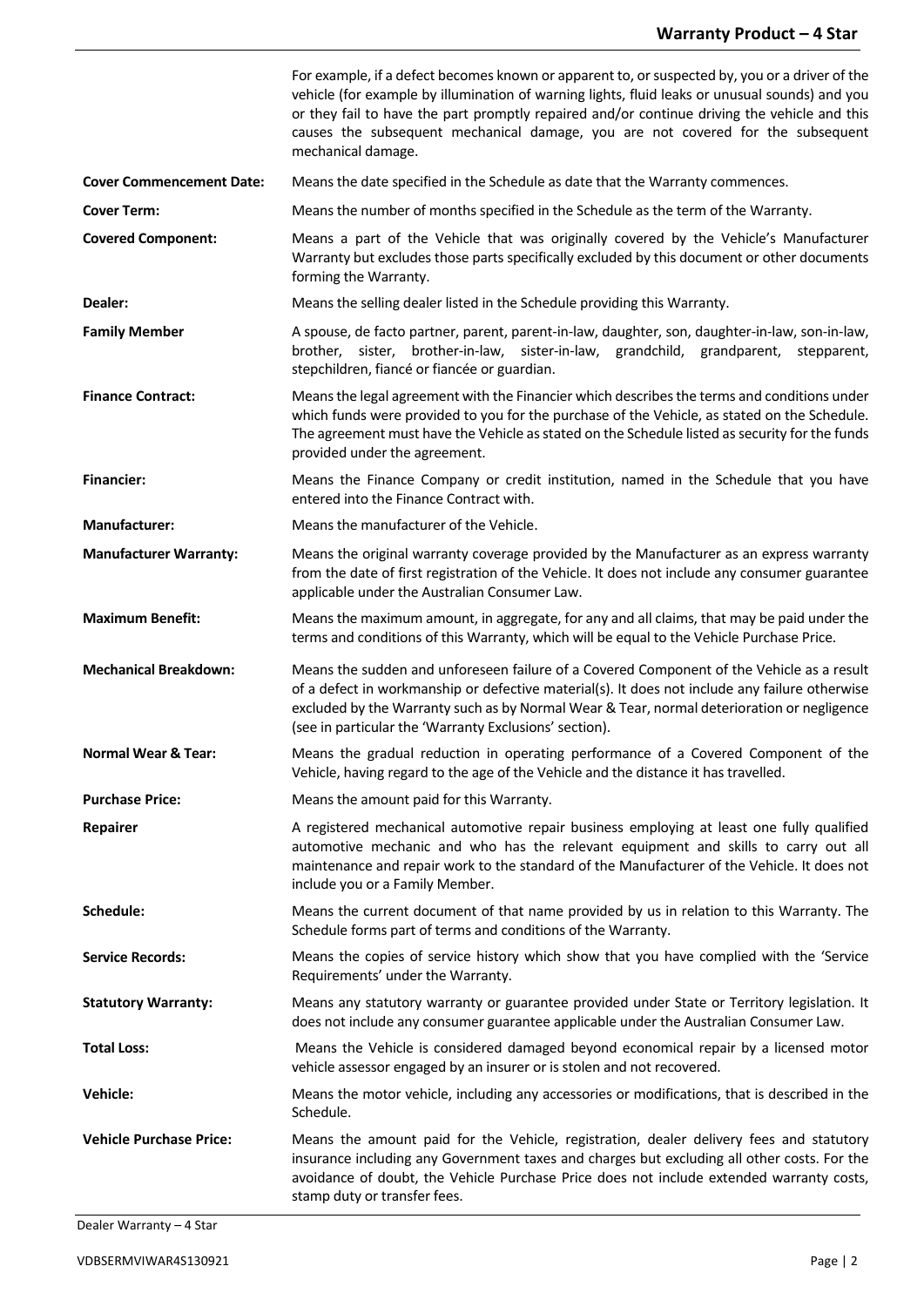For example, if a defect becomes known or apparent to, or suspected by, you or a driver of the vehicle (for example by illumination of warning lights, fluid leaks or unusual sounds) and you or they fail to have the part promptly repaired and/or continue driving the vehicle and this causes the subsequent mechanical damage, you are not covered for the subsequent mechanical damage.

**Cover Commencement Date:** Means the date specified in the Schedule as date that the Warranty commences.

**Cover Term:** Means the number of months specified in the Schedule as the term of the Warranty.

**Covered Component:** Means a part of the Vehicle that was originally covered by the Vehicle's Manufacturer Warranty but excludes those parts specifically excluded by this document or other documents forming the Warranty.

**Dealer:** Means the selling dealer listed in the Schedule providing this Warranty.

**Family Member** A spouse, de facto partner, parent, parent-in-law, daughter, son, daughter-in-law, son-in-law, brother, sister, brother-in-law, sister-in-law, grandchild, grandparent, stepparent, stepchildren, fiancé or fiancée or guardian.

**Finance Contract:** Means the legal agreement with the Financier which describes the terms and conditions under which funds were provided to you for the purchase of the Vehicle, as stated on the Schedule. The agreement must have the Vehicle as stated on the Schedule listed as security for the funds provided under the agreement.

**Financier:** Means the Finance Company or credit institution, named in the Schedule that you have entered into the Finance Contract with.

**Manufacturer:** Means the manufacturer of the Vehicle.

**Manufacturer Warranty:** Means the original warranty coverage provided by the Manufacturer as an express warranty from the date of first registration of the Vehicle. It does not include any consumer guarantee applicable under the Australian Consumer Law.

**Maximum Benefit:** Means the maximum amount, in aggregate, for any and all claims, that may be paid under the terms and conditions of this Warranty, which will be equal to the Vehicle Purchase Price.

**Mechanical Breakdown:** Means the sudden and unforeseen failure of a Covered Component of the Vehicle as a result of a defect in workmanship or defective material(s). It does not include any failure otherwise excluded by the Warranty such as by Normal Wear & Tear, normal deterioration or negligence (see in particular the 'Warranty Exclusions' section).

**Normal Wear & Tear:** Means the gradual reduction in operating performance of a Covered Component of the Vehicle, having regard to the age of the Vehicle and the distance it has travelled.

**Purchase Price:** Means the amount paid for this Warranty.

**Repairer** A registered mechanical automotive repair business employing at least one fully qualified automotive mechanic and who has the relevant equipment and skills to carry out all maintenance and repair work to the standard of the Manufacturer of the Vehicle. It does not include you or a Family Member.

**Schedule:** Means the current document of that name provided by us in relation to this Warranty. The Schedule forms part of terms and conditions of the Warranty.

**Service Records:** Means the copies of service history which show that you have complied with the 'Service Requirements' under the Warranty.

**Statutory Warranty:** Means any statutory warranty or guarantee provided under State or Territory legislation. It does not include any consumer guarantee applicable under the Australian Consumer Law.

**Total Loss:** Means the Vehicle is considered damaged beyond economical repair by a licensed motor vehicle assessor engaged by an insurer or is stolen and not recovered.

**Vehicle:** Means the motor vehicle, including any accessories or modifications, that is described in the Schedule.

**Vehicle Purchase Price:** Means the amount paid for the Vehicle, registration, dealer delivery fees and statutory insurance including any Government taxes and charges but excluding all other costs. For the avoidance of doubt, the Vehicle Purchase Price does not include extended warranty costs, stamp duty or transfer fees.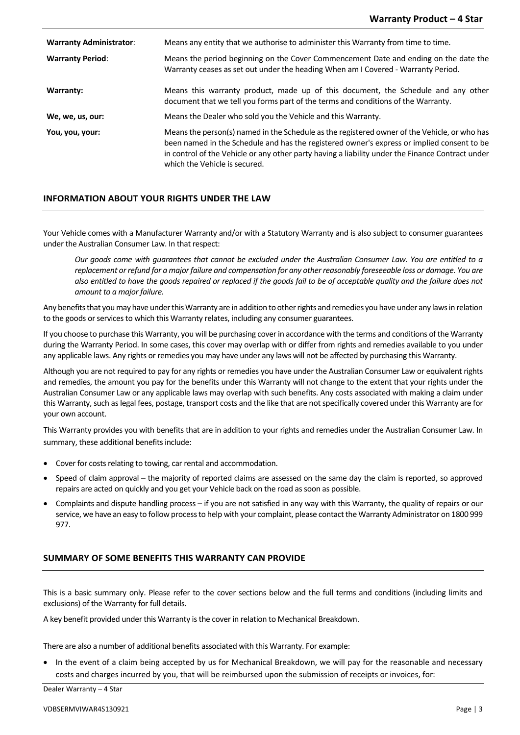| | |
|---|---|
| **Warranty Administrator**: | Means any entity that we authorise to administer this Warranty from time to time. |
| **Warranty Period**: | Means the period beginning on the Cover Commencement Date and ending on the date the Warranty ceases as set out under the heading When am I Covered - Warranty Period. |
| **Warranty:** | Means this warranty product, made up of this document, the Schedule and any other document that we tell you forms part of the terms and conditions of the Warranty. |
| **We, we, us, our:** | Means the Dealer who sold you the Vehicle and this Warranty. |
| **You, you, your:** | Means the person(s) named in the Schedule as the registered owner of the Vehicle, or who has been named in the Schedule and has the registered owner's express or implied consent to be in control of the Vehicle or any other party having a liability under the Finance Contract under which the Vehicle is secured. |

## INFORMATION ABOUT YOUR RIGHTS UNDER THE LAW

Your Vehicle comes with a Manufacturer Warranty and/or with a Statutory Warranty and is also subject to consumer guarantees under the Australian Consumer Law. In that respect:

> *Our goods come with guarantees that cannot be excluded under the Australian Consumer Law. You are entitled to a replacement or refund for a major failure and compensation for any other reasonably foreseeable loss or damage. You are also entitled to have the goods repaired or replaced if the goods fail to be of acceptable quality and the failure does not amount to a major failure.*

Any benefits that you may have under this Warranty are in addition to other rights and remedies you have under any laws in relation to the goods or services to which this Warranty relates, including any consumer guarantees.

If you choose to purchase this Warranty, you will be purchasing cover in accordance with the terms and conditions of the Warranty during the Warranty Period. In some cases, this cover may overlap with or differ from rights and remedies available to you under any applicable laws. Any rights or remedies you may have under any laws will not be affected by purchasing this Warranty.

Although you are not required to pay for any rights or remedies you have under the Australian Consumer Law or equivalent rights and remedies, the amount you pay for the benefits under this Warranty will not change to the extent that your rights under the Australian Consumer Law or any applicable laws may overlap with such benefits. Any costs associated with making a claim under this Warranty, such as legal fees, postage, transport costs and the like that are not specifically covered under this Warranty are for your own account.

This Warranty provides you with benefits that are in addition to your rights and remedies under the Australian Consumer Law. In summary, these additional benefits include:

- Cover for costs relating to towing, car rental and accommodation.
- Speed of claim approval – the majority of reported claims are assessed on the same day the claim is reported, so approved repairs are acted on quickly and you get your Vehicle back on the road as soon as possible.
- Complaints and dispute handling process – if you are not satisfied in any way with this Warranty, the quality of repairs or our service, we have an easy to follow process to help with your complaint, please contact the Warranty Administrator on 1800 999 977.

## SUMMARY OF SOME BENEFITS THIS WARRANTY CAN PROVIDE

This is a basic summary only. Please refer to the cover sections below and the full terms and conditions (including limits and exclusions) of the Warranty for full details.

A key benefit provided under this Warranty is the cover in relation to Mechanical Breakdown.

There are also a number of additional benefits associated with this Warranty. For example:

- In the event of a claim being accepted by us for Mechanical Breakdown, we will pay for the reasonable and necessary costs and charges incurred by you, that will be reimbursed upon the submission of receipts or invoices, for: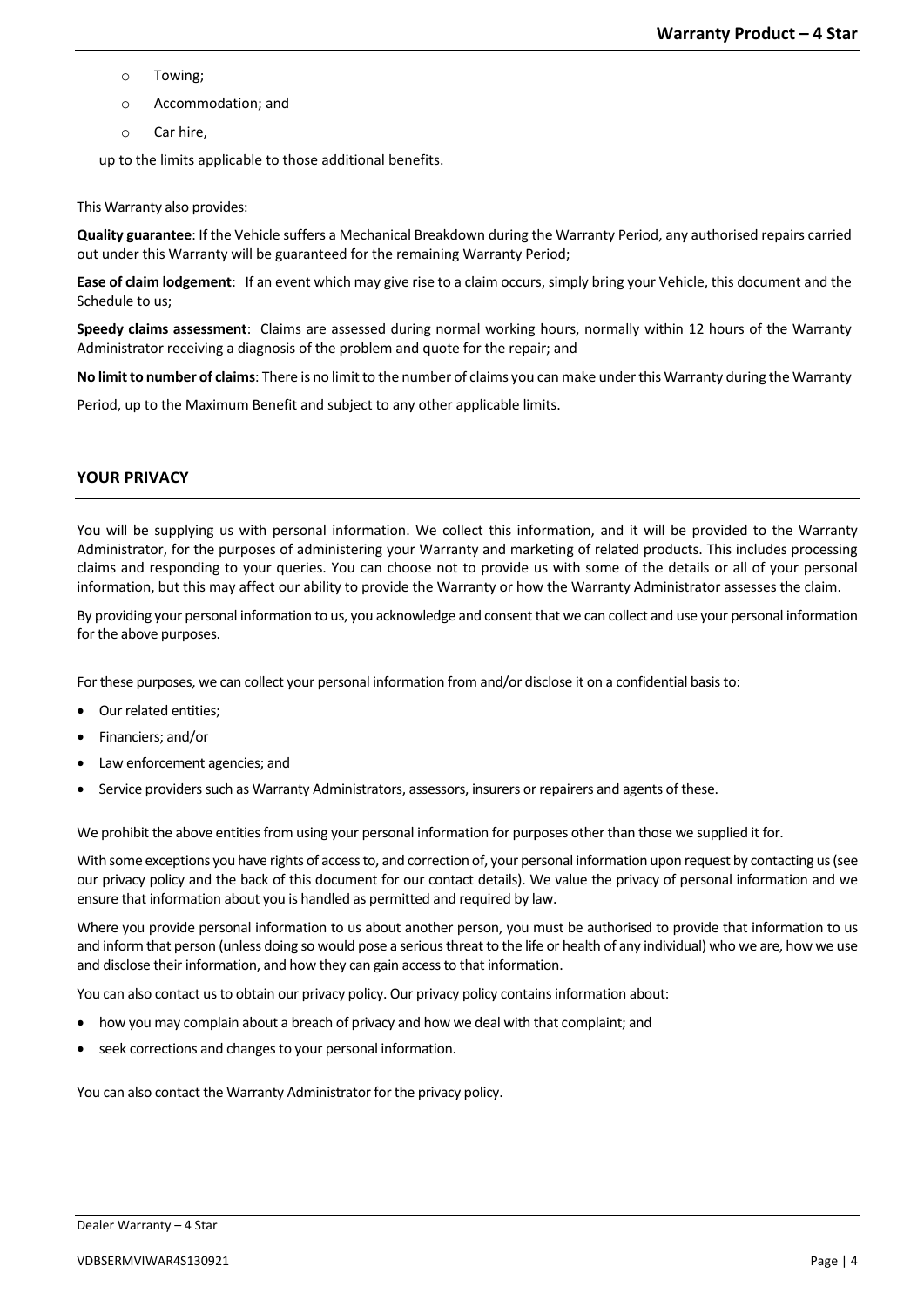- Towing;
- Accommodation; and
- Car hire,

up to the limits applicable to those additional benefits.

This Warranty also provides:

**Quality guarantee**: If the Vehicle suffers a Mechanical Breakdown during the Warranty Period, any authorised repairs carried out under this Warranty will be guaranteed for the remaining Warranty Period;

**Ease of claim lodgement**: If an event which may give rise to a claim occurs, simply bring your Vehicle, this document and the Schedule to us;

**Speedy claims assessment**: Claims are assessed during normal working hours, normally within 12 hours of the Warranty Administrator receiving a diagnosis of the problem and quote for the repair; and

**No limit to number of claims**: There is no limit to the number of claims you can make under this Warranty during the Warranty Period, up to the Maximum Benefit and subject to any other applicable limits.

## YOUR PRIVACY

You will be supplying us with personal information. We collect this information, and it will be provided to the Warranty Administrator, for the purposes of administering your Warranty and marketing of related products. This includes processing claims and responding to your queries. You can choose not to provide us with some of the details or all of your personal information, but this may affect our ability to provide the Warranty or how the Warranty Administrator assesses the claim.

By providing your personal information to us, you acknowledge and consent that we can collect and use your personal information for the above purposes.

For these purposes, we can collect your personal information from and/or disclose it on a confidential basis to:

- Our related entities;
- Financiers; and/or
- Law enforcement agencies; and
- Service providers such as Warranty Administrators, assessors, insurers or repairers and agents of these.

We prohibit the above entities from using your personal information for purposes other than those we supplied it for.

With some exceptions you have rights of access to, and correction of, your personal information upon request by contacting us (see our privacy policy and the back of this document for our contact details). We value the privacy of personal information and we ensure that information about you is handled as permitted and required by law.

Where you provide personal information to us about another person, you must be authorised to provide that information to us and inform that person (unless doing so would pose a serious threat to the life or health of any individual) who we are, how we use and disclose their information, and how they can gain access to that information.

You can also contact us to obtain our privacy policy. Our privacy policy contains information about:

- how you may complain about a breach of privacy and how we deal with that complaint; and
- seek corrections and changes to your personal information.

You can also contact the Warranty Administrator for the privacy policy.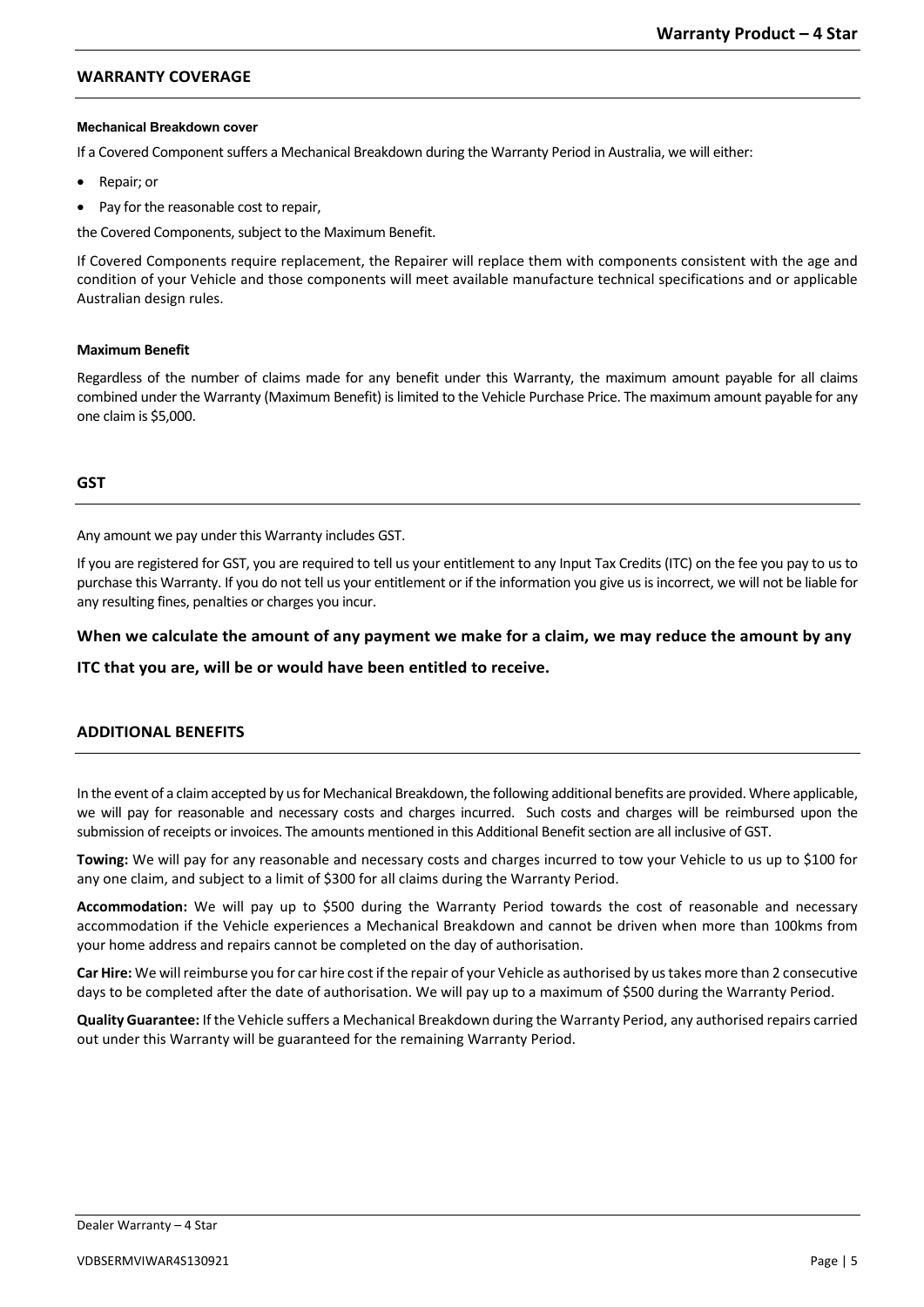## WARRANTY COVERAGE

#### Mechanical Breakdown cover

If a Covered Component suffers a Mechanical Breakdown during the Warranty Period in Australia, we will either:

- Repair; or
- Pay for the reasonable cost to repair,

the Covered Components, subject to the Maximum Benefit.

If Covered Components require replacement, the Repairer will replace them with components consistent with the age and condition of your Vehicle and those components will meet available manufacture technical specifications and or applicable Australian design rules.

#### Maximum Benefit

Regardless of the number of claims made for any benefit under this Warranty, the maximum amount payable for all claims combined under the Warranty (Maximum Benefit) is limited to the Vehicle Purchase Price. The maximum amount payable for any one claim is $5,000.

## GST

Any amount we pay under this Warranty includes GST.

If you are registered for GST, you are required to tell us your entitlement to any Input Tax Credits (ITC) on the fee you pay to us to purchase this Warranty. If you do not tell us your entitlement or if the information you give us is incorrect, we will not be liable for any resulting fines, penalties or charges you incur.

**When we calculate the amount of any payment we make for a claim, we may reduce the amount by any ITC that you are, will be or would have been entitled to receive.**

## ADDITIONAL BENEFITS

In the event of a claim accepted by us for Mechanical Breakdown, the following additional benefits are provided. Where applicable, we will pay for reasonable and necessary costs and charges incurred. Such costs and charges will be reimbursed upon the submission of receipts or invoices. The amounts mentioned in this Additional Benefit section are all inclusive of GST.

**Towing:** We will pay for any reasonable and necessary costs and charges incurred to tow your Vehicle to us up to $100 for any one claim, and subject to a limit of $300 for all claims during the Warranty Period.

**Accommodation:** We will pay up to $500 during the Warranty Period towards the cost of reasonable and necessary accommodation if the Vehicle experiences a Mechanical Breakdown and cannot be driven when more than 100kms from your home address and repairs cannot be completed on the day of authorisation.

**Car Hire:** We will reimburse you for car hire cost if the repair of your Vehicle as authorised by us takes more than 2 consecutive days to be completed after the date of authorisation. We will pay up to a maximum of $500 during the Warranty Period.

**Quality Guarantee:** If the Vehicle suffers a Mechanical Breakdown during the Warranty Period, any authorised repairs carried out under this Warranty will be guaranteed for the remaining Warranty Period.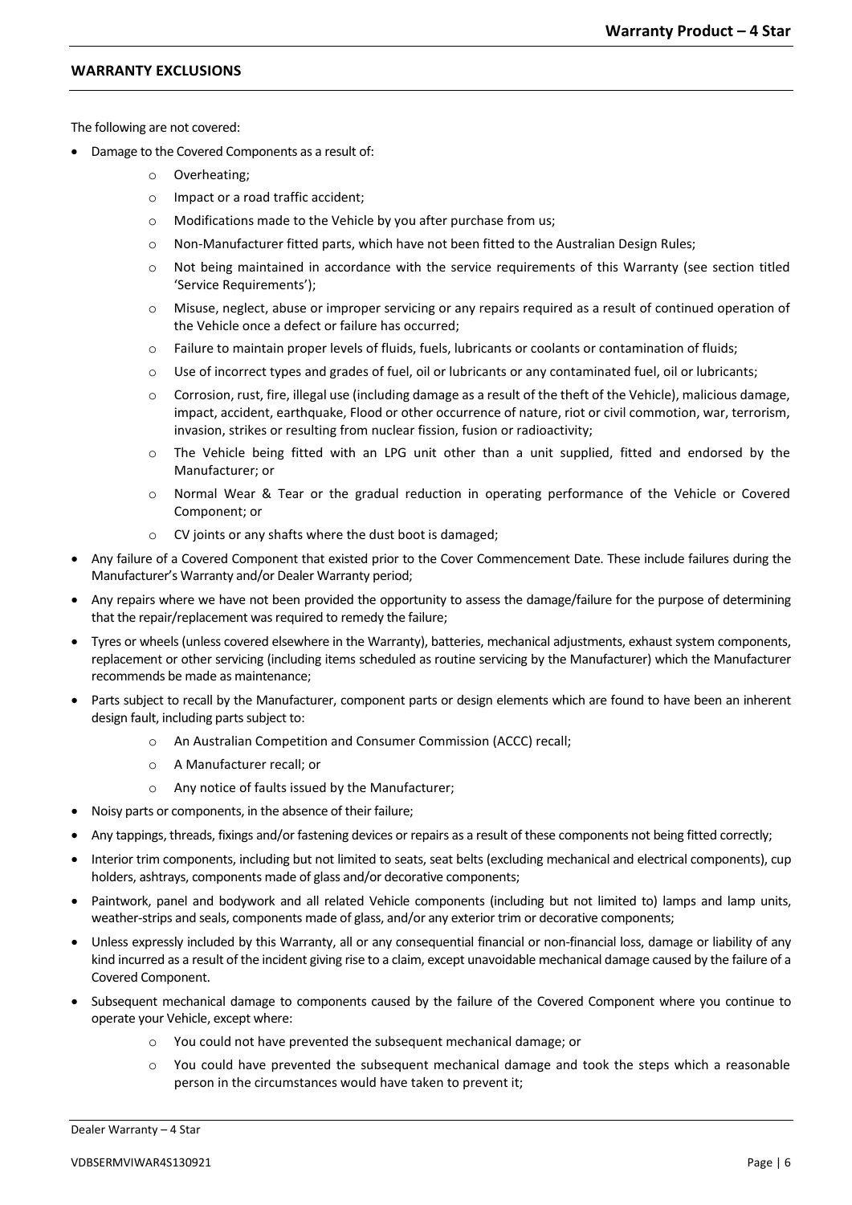## WARRANTY EXCLUSIONS

The following are not covered:

- Damage to the Covered Components as a result of:
  - Overheating;
  - Impact or a road traffic accident;
  - Modifications made to the Vehicle by you after purchase from us;
  - Non-Manufacturer fitted parts, which have not been fitted to the Australian Design Rules;
  - Not being maintained in accordance with the service requirements of this Warranty (see section titled 'Service Requirements');
  - Misuse, neglect, abuse or improper servicing or any repairs required as a result of continued operation of the Vehicle once a defect or failure has occurred;
  - Failure to maintain proper levels of fluids, fuels, lubricants or coolants or contamination of fluids;
  - Use of incorrect types and grades of fuel, oil or lubricants or any contaminated fuel, oil or lubricants;
  - Corrosion, rust, fire, illegal use (including damage as a result of the theft of the Vehicle), malicious damage, impact, accident, earthquake, Flood or other occurrence of nature, riot or civil commotion, war, terrorism, invasion, strikes or resulting from nuclear fission, fusion or radioactivity;
  - The Vehicle being fitted with an LPG unit other than a unit supplied, fitted and endorsed by the Manufacturer; or
  - Normal Wear & Tear or the gradual reduction in operating performance of the Vehicle or Covered Component; or
  - CV joints or any shafts where the dust boot is damaged;
- Any failure of a Covered Component that existed prior to the Cover Commencement Date. These include failures during the Manufacturer's Warranty and/or Dealer Warranty period;
- Any repairs where we have not been provided the opportunity to assess the damage/failure for the purpose of determining that the repair/replacement was required to remedy the failure;
- Tyres or wheels (unless covered elsewhere in the Warranty), batteries, mechanical adjustments, exhaust system components, replacement or other servicing (including items scheduled as routine servicing by the Manufacturer) which the Manufacturer recommends be made as maintenance;
- Parts subject to recall by the Manufacturer, component parts or design elements which are found to have been an inherent design fault, including parts subject to:
  - An Australian Competition and Consumer Commission (ACCC) recall;
  - A Manufacturer recall; or
  - Any notice of faults issued by the Manufacturer;
- Noisy parts or components, in the absence of their failure;
- Any tappings, threads, fixings and/or fastening devices or repairs as a result of these components not being fitted correctly;
- Interior trim components, including but not limited to seats, seat belts (excluding mechanical and electrical components), cup holders, ashtrays, components made of glass and/or decorative components;
- Paintwork, panel and bodywork and all related Vehicle components (including but not limited to) lamps and lamp units, weather-strips and seals, components made of glass, and/or any exterior trim or decorative components;
- Unless expressly included by this Warranty, all or any consequential financial or non-financial loss, damage or liability of any kind incurred as a result of the incident giving rise to a claim, except unavoidable mechanical damage caused by the failure of a Covered Component.
- Subsequent mechanical damage to components caused by the failure of the Covered Component where you continue to operate your Vehicle, except where:
  - You could not have prevented the subsequent mechanical damage; or
  - You could have prevented the subsequent mechanical damage and took the steps which a reasonable person in the circumstances would have taken to prevent it;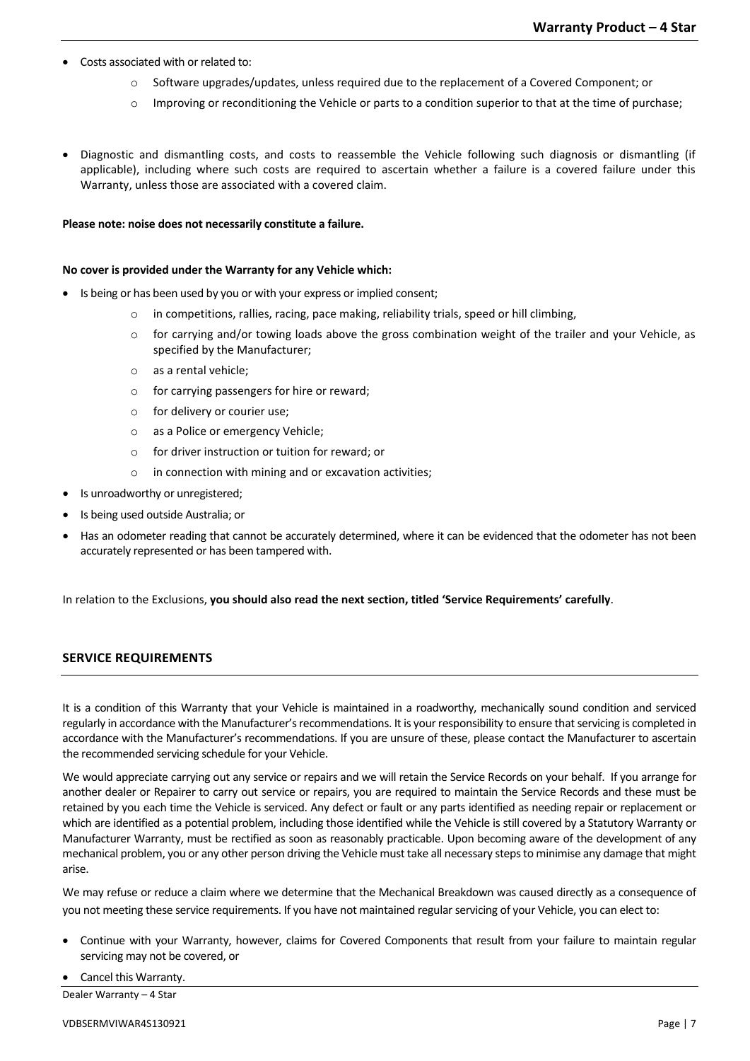- Costs associated with or related to:
  - Software upgrades/updates, unless required due to the replacement of a Covered Component; or
  - Improving or reconditioning the Vehicle or parts to a condition superior to that at the time of purchase;

- Diagnostic and dismantling costs, and costs to reassemble the Vehicle following such diagnosis or dismantling (if applicable), including where such costs are required to ascertain whether a failure is a covered failure under this Warranty, unless those are associated with a covered claim.

**Please note: noise does not necessarily constitute a failure.**

**No cover is provided under the Warranty for any Vehicle which:**

- Is being or has been used by you or with your express or implied consent;
  - in competitions, rallies, racing, pace making, reliability trials, speed or hill climbing,
  - for carrying and/or towing loads above the gross combination weight of the trailer and your Vehicle, as specified by the Manufacturer;
  - as a rental vehicle;
  - for carrying passengers for hire or reward;
  - for delivery or courier use;
  - as a Police or emergency Vehicle;
  - for driver instruction or tuition for reward; or
  - in connection with mining and or excavation activities;
- Is unroadworthy or unregistered;
- Is being used outside Australia; or
- Has an odometer reading that cannot be accurately determined, where it can be evidenced that the odometer has not been accurately represented or has been tampered with.

In relation to the Exclusions, **you should also read the next section, titled 'Service Requirements' carefully**.

## SERVICE REQUIREMENTS

It is a condition of this Warranty that your Vehicle is maintained in a roadworthy, mechanically sound condition and serviced regularly in accordance with the Manufacturer's recommendations. It is your responsibility to ensure that servicing is completed in accordance with the Manufacturer's recommendations. If you are unsure of these, please contact the Manufacturer to ascertain the recommended servicing schedule for your Vehicle.

We would appreciate carrying out any service or repairs and we will retain the Service Records on your behalf. If you arrange for another dealer or Repairer to carry out service or repairs, you are required to maintain the Service Records and these must be retained by you each time the Vehicle is serviced. Any defect or fault or any parts identified as needing repair or replacement or which are identified as a potential problem, including those identified while the Vehicle is still covered by a Statutory Warranty or Manufacturer Warranty, must be rectified as soon as reasonably practicable. Upon becoming aware of the development of any mechanical problem, you or any other person driving the Vehicle must take all necessary steps to minimise any damage that might arise.

We may refuse or reduce a claim where we determine that the Mechanical Breakdown was caused directly as a consequence of you not meeting these service requirements. If you have not maintained regular servicing of your Vehicle, you can elect to:

- Continue with your Warranty, however, claims for Covered Components that result from your failure to maintain regular servicing may not be covered, or
- Cancel this Warranty.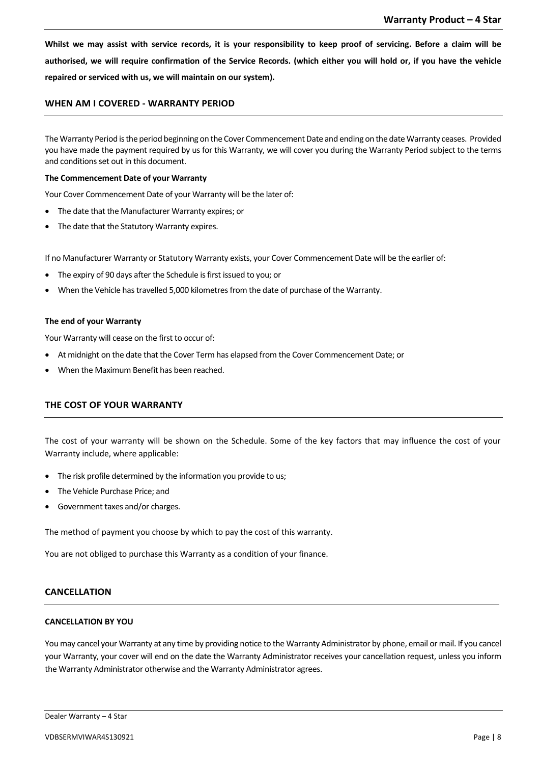**Whilst we may assist with service records, it is your responsibility to keep proof of servicing. Before a claim will be authorised, we will require confirmation of the Service Records. (which either you will hold or, if you have the vehicle repaired or serviced with us, we will maintain on our system).**

## WHEN AM I COVERED - WARRANTY PERIOD

The Warranty Period is the period beginning on the Cover Commencement Date and ending on the date Warranty ceases. Provided you have made the payment required by us for this Warranty, we will cover you during the Warranty Period subject to the terms and conditions set out in this document.

**The Commencement Date of your Warranty**

Your Cover Commencement Date of your Warranty will be the later of:

- The date that the Manufacturer Warranty expires; or
- The date that the Statutory Warranty expires.

If no Manufacturer Warranty or Statutory Warranty exists, your Cover Commencement Date will be the earlier of:

- The expiry of 90 days after the Schedule is first issued to you; or
- When the Vehicle has travelled 5,000 kilometres from the date of purchase of the Warranty.

**The end of your Warranty**

Your Warranty will cease on the first to occur of:

- At midnight on the date that the Cover Term has elapsed from the Cover Commencement Date; or
- When the Maximum Benefit has been reached.

## THE COST OF YOUR WARRANTY

The cost of your warranty will be shown on the Schedule. Some of the key factors that may influence the cost of your Warranty include, where applicable:

- The risk profile determined by the information you provide to us;
- The Vehicle Purchase Price; and
- Government taxes and/or charges.

The method of payment you choose by which to pay the cost of this warranty.

You are not obliged to purchase this Warranty as a condition of your finance.

## CANCELLATION

### CANCELLATION BY YOU

You may cancel your Warranty at any time by providing notice to the Warranty Administrator by phone, email or mail. If you cancel your Warranty, your cover will end on the date the Warranty Administrator receives your cancellation request, unless you inform the Warranty Administrator otherwise and the Warranty Administrator agrees.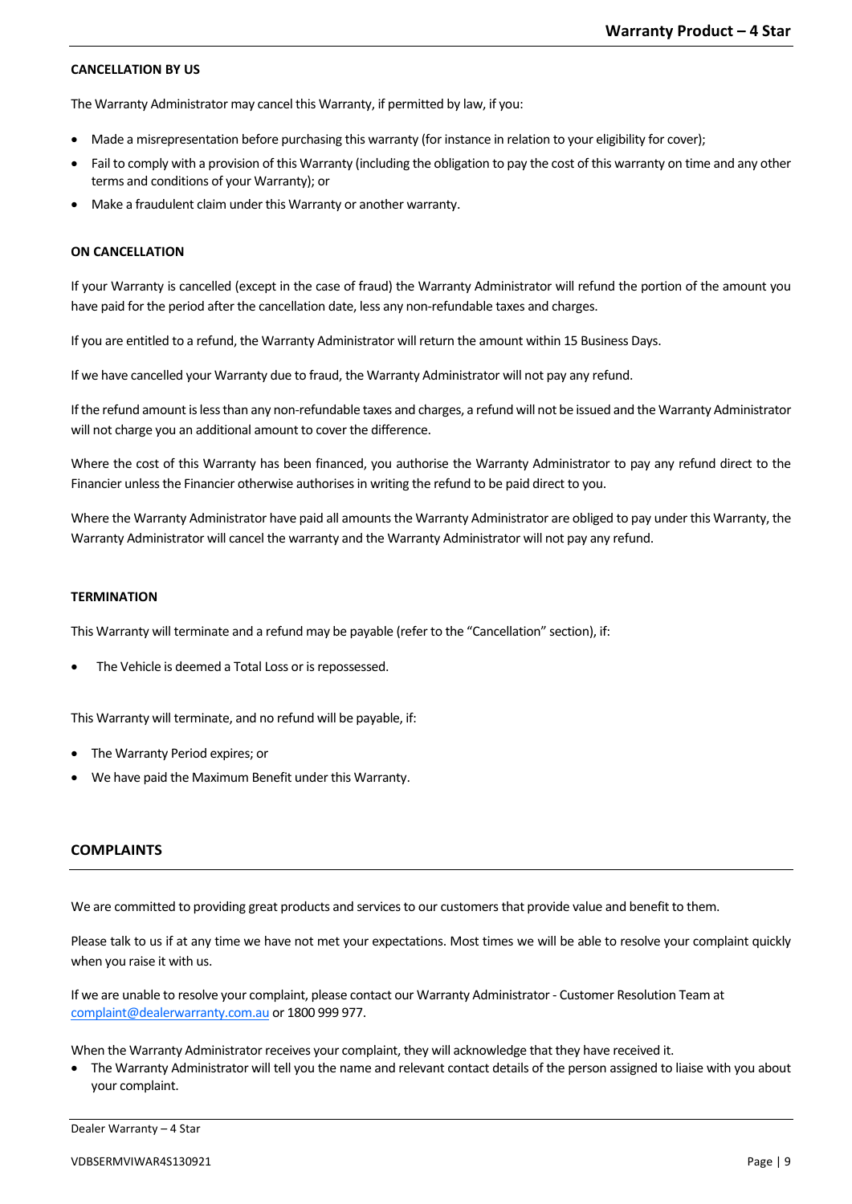### CANCELLATION BY US

The Warranty Administrator may cancel this Warranty, if permitted by law, if you:

- Made a misrepresentation before purchasing this warranty (for instance in relation to your eligibility for cover);
- Fail to comply with a provision of this Warranty (including the obligation to pay the cost of this warranty on time and any other terms and conditions of your Warranty); or
- Make a fraudulent claim under this Warranty or another warranty.

### ON CANCELLATION

If your Warranty is cancelled (except in the case of fraud) the Warranty Administrator will refund the portion of the amount you have paid for the period after the cancellation date, less any non-refundable taxes and charges.

If you are entitled to a refund, the Warranty Administrator will return the amount within 15 Business Days.

If we have cancelled your Warranty due to fraud, the Warranty Administrator will not pay any refund.

If the refund amount is less than any non-refundable taxes and charges, a refund will not be issued and the Warranty Administrator will not charge you an additional amount to cover the difference.

Where the cost of this Warranty has been financed, you authorise the Warranty Administrator to pay any refund direct to the Financier unless the Financier otherwise authorises in writing the refund to be paid direct to you.

Where the Warranty Administrator have paid all amounts the Warranty Administrator are obliged to pay under this Warranty, the Warranty Administrator will cancel the warranty and the Warranty Administrator will not pay any refund.

### TERMINATION

This Warranty will terminate and a refund may be payable (refer to the "Cancellation" section), if:

- The Vehicle is deemed a Total Loss or is repossessed.

This Warranty will terminate, and no refund will be payable, if:

- The Warranty Period expires; or
- We have paid the Maximum Benefit under this Warranty.

## COMPLAINTS

We are committed to providing great products and services to our customers that provide value and benefit to them.

Please talk to us if at any time we have not met your expectations. Most times we will be able to resolve your complaint quickly when you raise it with us.

If we are unable to resolve your complaint, please contact our Warranty Administrator - Customer Resolution Team at complaint@dealerwarranty.com.au or 1800 999 977.

When the Warranty Administrator receives your complaint, they will acknowledge that they have received it.

- The Warranty Administrator will tell you the name and relevant contact details of the person assigned to liaise with you about your complaint.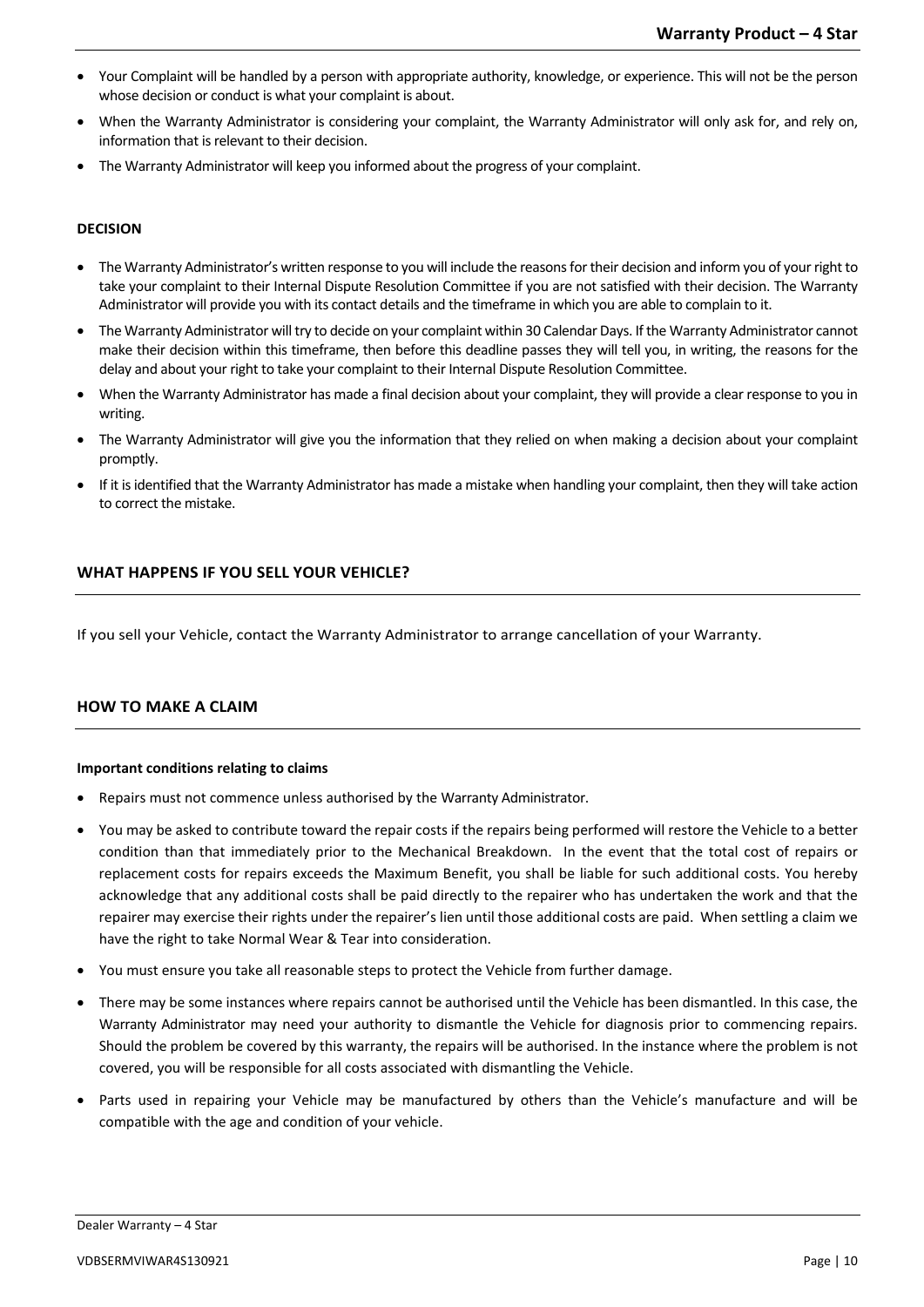- Your Complaint will be handled by a person with appropriate authority, knowledge, or experience. This will not be the person whose decision or conduct is what your complaint is about.
- When the Warranty Administrator is considering your complaint, the Warranty Administrator will only ask for, and rely on, information that is relevant to their decision.
- The Warranty Administrator will keep you informed about the progress of your complaint.

#### DECISION

- The Warranty Administrator's written response to you will include the reasons for their decision and inform you of your right to take your complaint to their Internal Dispute Resolution Committee if you are not satisfied with their decision. The Warranty Administrator will provide you with its contact details and the timeframe in which you are able to complain to it.
- The Warranty Administrator will try to decide on your complaint within 30 Calendar Days. If the Warranty Administrator cannot make their decision within this timeframe, then before this deadline passes they will tell you, in writing, the reasons for the delay and about your right to take your complaint to their Internal Dispute Resolution Committee.
- When the Warranty Administrator has made a final decision about your complaint, they will provide a clear response to you in writing.
- The Warranty Administrator will give you the information that they relied on when making a decision about your complaint promptly.
- If it is identified that the Warranty Administrator has made a mistake when handling your complaint, then they will take action to correct the mistake.

### WHAT HAPPENS IF YOU SELL YOUR VEHICLE?

If you sell your Vehicle, contact the Warranty Administrator to arrange cancellation of your Warranty.

### HOW TO MAKE A CLAIM

#### Important conditions relating to claims

- Repairs must not commence unless authorised by the Warranty Administrator.
- You may be asked to contribute toward the repair costs if the repairs being performed will restore the Vehicle to a better condition than that immediately prior to the Mechanical Breakdown. In the event that the total cost of repairs or replacement costs for repairs exceeds the Maximum Benefit, you shall be liable for such additional costs. You hereby acknowledge that any additional costs shall be paid directly to the repairer who has undertaken the work and that the repairer may exercise their rights under the repairer's lien until those additional costs are paid. When settling a claim we have the right to take Normal Wear & Tear into consideration.
- You must ensure you take all reasonable steps to protect the Vehicle from further damage.
- There may be some instances where repairs cannot be authorised until the Vehicle has been dismantled. In this case, the Warranty Administrator may need your authority to dismantle the Vehicle for diagnosis prior to commencing repairs. Should the problem be covered by this warranty, the repairs will be authorised. In the instance where the problem is not covered, you will be responsible for all costs associated with dismantling the Vehicle.
- Parts used in repairing your Vehicle may be manufactured by others than the Vehicle's manufacture and will be compatible with the age and condition of your vehicle.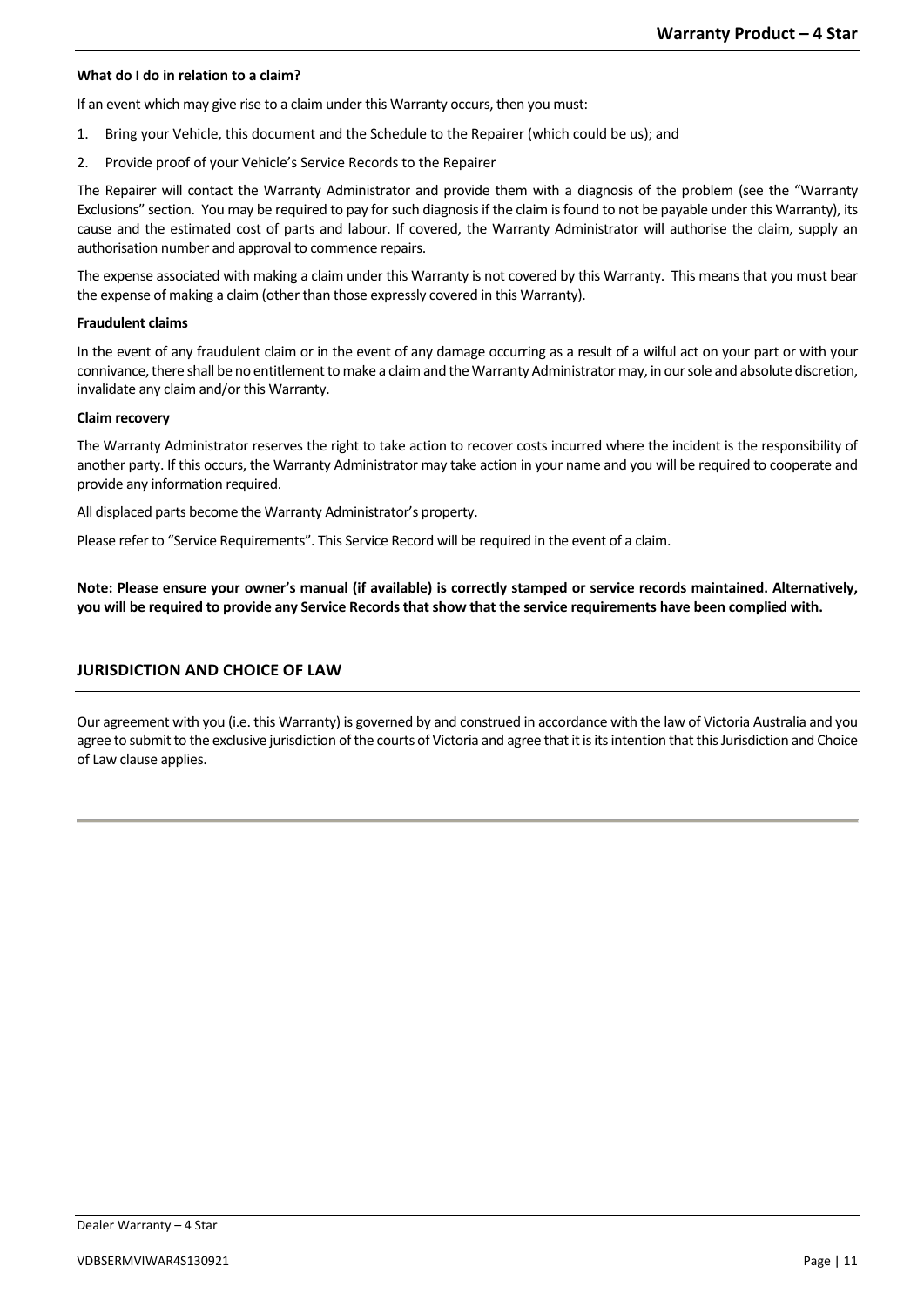**What do I do in relation to a claim?**

If an event which may give rise to a claim under this Warranty occurs, then you must:

1. Bring your Vehicle, this document and the Schedule to the Repairer (which could be us); and
2. Provide proof of your Vehicle's Service Records to the Repairer

The Repairer will contact the Warranty Administrator and provide them with a diagnosis of the problem (see the "Warranty Exclusions" section. You may be required to pay for such diagnosis if the claim is found to not be payable under this Warranty), its cause and the estimated cost of parts and labour. If covered, the Warranty Administrator will authorise the claim, supply an authorisation number and approval to commence repairs.

The expense associated with making a claim under this Warranty is not covered by this Warranty. This means that you must bear the expense of making a claim (other than those expressly covered in this Warranty).

**Fraudulent claims**

In the event of any fraudulent claim or in the event of any damage occurring as a result of a wilful act on your part or with your connivance, there shall be no entitlement to make a claim and the Warranty Administrator may, in our sole and absolute discretion, invalidate any claim and/or this Warranty.

**Claim recovery**

The Warranty Administrator reserves the right to take action to recover costs incurred where the incident is the responsibility of another party. If this occurs, the Warranty Administrator may take action in your name and you will be required to cooperate and provide any information required.

All displaced parts become the Warranty Administrator's property.

Please refer to "Service Requirements". This Service Record will be required in the event of a claim.

**Note: Please ensure your owner's manual (if available) is correctly stamped or service records maintained. Alternatively, you will be required to provide any Service Records that show that the service requirements have been complied with.**

## JURISDICTION AND CHOICE OF LAW

Our agreement with you (i.e. this Warranty) is governed by and construed in accordance with the law of Victoria Australia and you agree to submit to the exclusive jurisdiction of the courts of Victoria and agree that it is its intention that this Jurisdiction and Choice of Law clause applies.